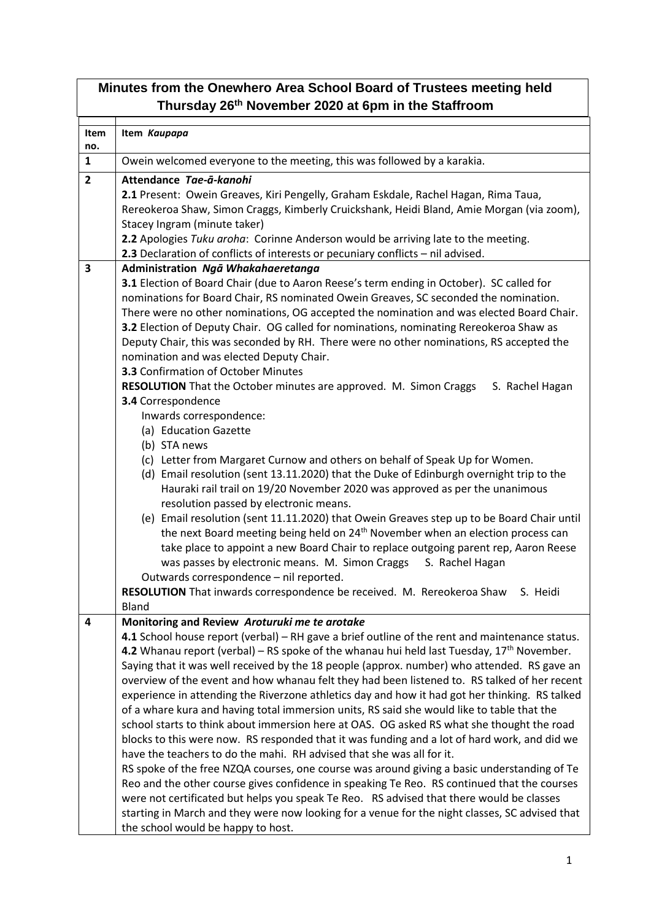# Minutes from the Onewhero Area School Board of Trustees meeting held Thursday 26th November 2020 at 6pm in the Staffroom

| Item no. | Item *Kaupapa* |
|---|---|
| **1** | Owein welcomed everyone to the meeting, this was followed by a karakia. |
| **2** | **Attendance** ***Tae-ā-kanohi***<br>**2.1** Present: Owein Greaves, Kiri Pengelly, Graham Eskdale, Rachel Hagan, Rima Taua, Rereokeroa Shaw, Simon Craggs, Kimberly Cruickshank, Heidi Bland, Amie Morgan (via zoom), Stacey Ingram (minute taker)<br>**2.2** Apologies *Tuku aroha*: Corinne Anderson would be arriving late to the meeting.<br>**2.3** Declaration of conflicts of interests or pecuniary conflicts – nil advised. |
| **3** | **Administration** ***Ngā Whakahaeretanga***<br>**3.1** Election of Board Chair (due to Aaron Reese's term ending in October). SC called for nominations for Board Chair, RS nominated Owein Greaves, SC seconded the nomination. There were no other nominations, OG accepted the nomination and was elected Board Chair.<br>**3.2** Election of Deputy Chair. OG called for nominations, nominating Rereokeroa Shaw as Deputy Chair, this was seconded by RH. There were no other nominations, RS accepted the nomination and was elected Deputy Chair.<br>**3.3** Confirmation of October Minutes<br>**RESOLUTION** That the October minutes are approved. M. Simon Craggs S. Rachel Hagan<br>**3.4** Correspondence<br>Inwards correspondence:<br>(a) Education Gazette<br>(b) STA news<br>(c) Letter from Margaret Curnow and others on behalf of Speak Up for Women.<br>(d) Email resolution (sent 13.11.2020) that the Duke of Edinburgh overnight trip to the Hauraki rail trail on 19/20 November 2020 was approved as per the unanimous resolution passed by electronic means.<br>(e) Email resolution (sent 11.11.2020) that Owein Greaves step up to be Board Chair until the next Board meeting being held on 24th November when an election process can take place to appoint a new Board Chair to replace outgoing parent rep, Aaron Reese was passes by electronic means. M. Simon Craggs S. Rachel Hagan<br>Outwards correspondence – nil reported.<br>**RESOLUTION** That inwards correspondence be received. M. Rereokeroa Shaw S. Heidi Bland |
| **4** | **Monitoring and Review** ***Aroturuki me te arotake***<br>**4.1** School house report (verbal) – RH gave a brief outline of the rent and maintenance status.<br>**4.2** Whanau report (verbal) – RS spoke of the whanau hui held last Tuesday, 17th November. Saying that it was well received by the 18 people (approx. number) who attended. RS gave an overview of the event and how whanau felt they had been listened to. RS talked of her recent experience in attending the Riverzone athletics day and how it had got her thinking. RS talked of a whare kura and having total immersion units, RS said she would like to table that the school starts to think about immersion here at OAS. OG asked RS what she thought the road blocks to this were now. RS responded that it was funding and a lot of hard work, and did we have the teachers to do the mahi. RH advised that she was all for it.<br>RS spoke of the free NZQA courses, one course was around giving a basic understanding of Te Reo and the other course gives confidence in speaking Te Reo. RS continued that the courses were not certificated but helps you speak Te Reo. RS advised that there would be classes starting in March and they were now looking for a venue for the night classes, SC advised that the school would be happy to host. |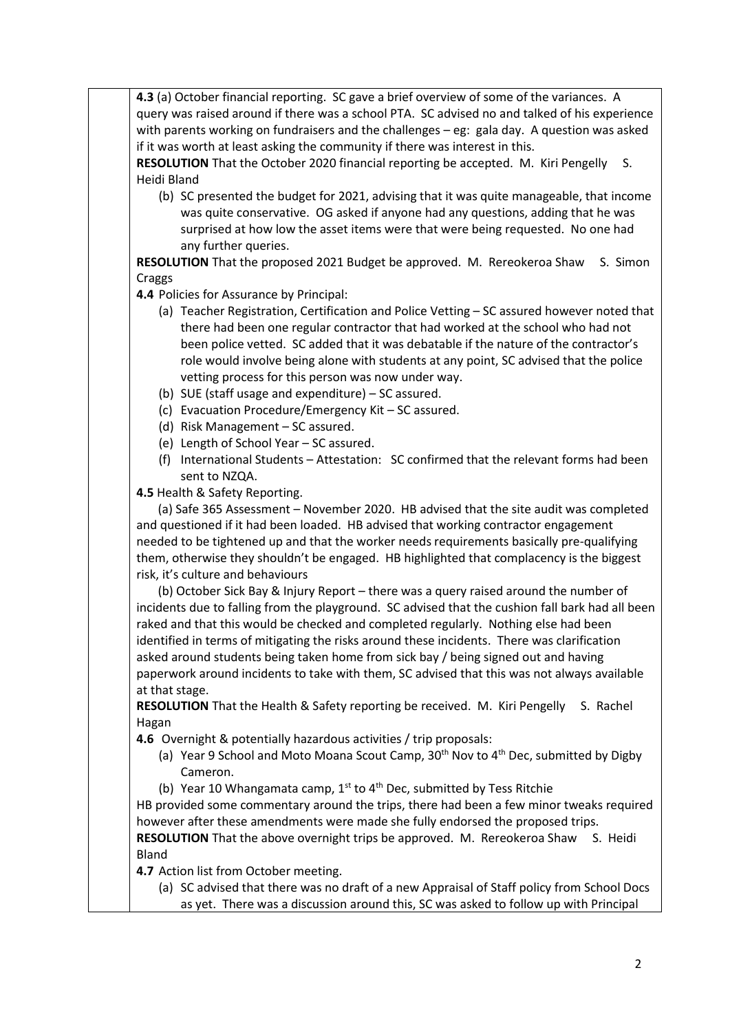**4.3** (a) October financial reporting. SC gave a brief overview of some of the variances. A query was raised around if there was a school PTA. SC advised no and talked of his experience with parents working on fundraisers and the challenges – eg: gala day. A question was asked if it was worth at least asking the community if there was interest in this.

**RESOLUTION** That the October 2020 financial reporting be accepted. M. Kiri Pengelly S. Heidi Bland

(b) SC presented the budget for 2021, advising that it was quite manageable, that income was quite conservative. OG asked if anyone had any questions, adding that he was surprised at how low the asset items were that were being requested. No one had any further queries.

**RESOLUTION** That the proposed 2021 Budget be approved. M. Rereokeroa Shaw S. Simon Craggs

**4.4** Policies for Assurance by Principal:

(a) Teacher Registration, Certification and Police Vetting – SC assured however noted that there had been one regular contractor that had worked at the school who had not been police vetted. SC added that it was debatable if the nature of the contractor's role would involve being alone with students at any point, SC advised that the police vetting process for this person was now under way.
(b) SUE (staff usage and expenditure) – SC assured.
(c) Evacuation Procedure/Emergency Kit – SC assured.
(d) Risk Management – SC assured.
(e) Length of School Year – SC assured.
(f) International Students – Attestation: SC confirmed that the relevant forms had been sent to NZQA.

**4.5** Health & Safety Reporting.

(a) Safe 365 Assessment – November 2020. HB advised that the site audit was completed and questioned if it had been loaded. HB advised that working contractor engagement needed to be tightened up and that the worker needs requirements basically pre-qualifying them, otherwise they shouldn't be engaged. HB highlighted that complacency is the biggest risk, it's culture and behaviours

(b) October Sick Bay & Injury Report – there was a query raised around the number of incidents due to falling from the playground. SC advised that the cushion fall bark had all been raked and that this would be checked and completed regularly. Nothing else had been identified in terms of mitigating the risks around these incidents. There was clarification asked around students being taken home from sick bay / being signed out and having paperwork around incidents to take with them, SC advised that this was not always available at that stage.

**RESOLUTION** That the Health & Safety reporting be received. M. Kiri Pengelly S. Rachel Hagan

**4.6** Overnight & potentially hazardous activities / trip proposals:

(a) Year 9 School and Moto Moana Scout Camp, 30th Nov to 4th Dec, submitted by Digby Cameron.
(b) Year 10 Whangamata camp, 1st to 4th Dec, submitted by Tess Ritchie

HB provided some commentary around the trips, there had been a few minor tweaks required however after these amendments were made she fully endorsed the proposed trips.

**RESOLUTION** That the above overnight trips be approved. M. Rereokeroa Shaw S. Heidi Bland

**4.7** Action list from October meeting.

(a) SC advised that there was no draft of a new Appraisal of Staff policy from School Docs as yet. There was a discussion around this, SC was asked to follow up with Principal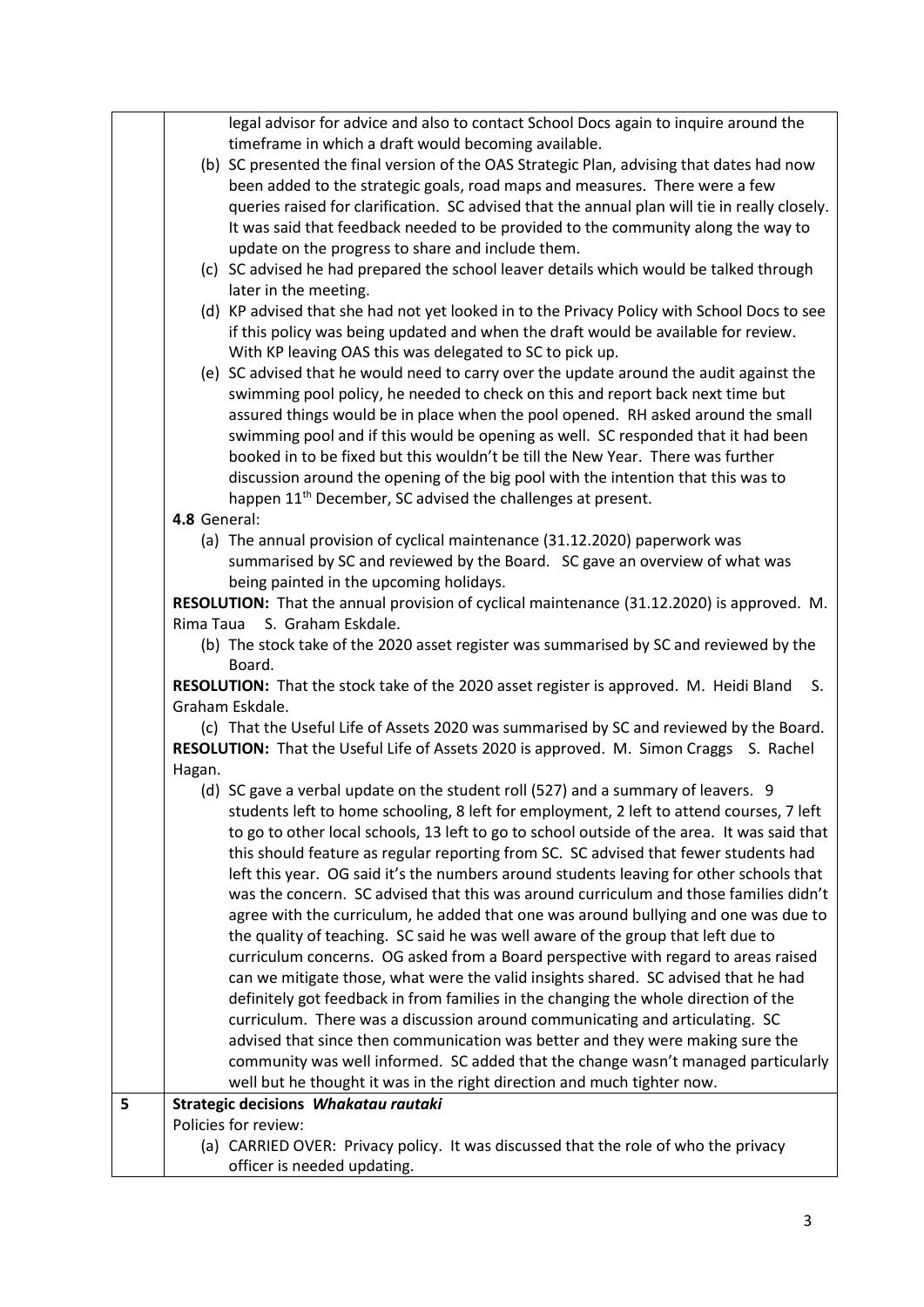| | |
|---|---|
| | legal advisor for advice and also to contact School Docs again to inquire around the timeframe in which a draft would becoming available.<br>(b) SC presented the final version of the OAS Strategic Plan, advising that dates had now been added to the strategic goals, road maps and measures. There were a few queries raised for clarification. SC advised that the annual plan will tie in really closely. It was said that feedback needed to be provided to the community along the way to update on the progress to share and include them.<br>(c) SC advised he had prepared the school leaver details which would be talked through later in the meeting.<br>(d) KP advised that she had not yet looked in to the Privacy Policy with School Docs to see if this policy was being updated and when the draft would be available for review. With KP leaving OAS this was delegated to SC to pick up.<br>(e) SC advised that he would need to carry over the update around the audit against the swimming pool policy, he needed to check on this and report back next time but assured things would be in place when the pool opened. RH asked around the small swimming pool and if this would be opening as well. SC responded that it had been booked in to be fixed but this wouldn't be till the New Year. There was further discussion around the opening of the big pool with the intention that this was to happen 11th December, SC advised the challenges at present.<br>**4.8** General:<br>(a) The annual provision of cyclical maintenance (31.12.2020) paperwork was summarised by SC and reviewed by the Board. SC gave an overview of what was being painted in the upcoming holidays.<br>**RESOLUTION:** That the annual provision of cyclical maintenance (31.12.2020) is approved. M. Rima Taua S. Graham Eskdale.<br>(b) The stock take of the 2020 asset register was summarised by SC and reviewed by the Board.<br>**RESOLUTION:** That the stock take of the 2020 asset register is approved. M. Heidi Bland S. Graham Eskdale.<br>(c) That the Useful Life of Assets 2020 was summarised by SC and reviewed by the Board.<br>**RESOLUTION:** That the Useful Life of Assets 2020 is approved. M. Simon Craggs S. Rachel Hagan.<br>(d) SC gave a verbal update on the student roll (527) and a summary of leavers. 9 students left to home schooling, 8 left for employment, 2 left to attend courses, 7 left to go to other local schools, 13 left to go to school outside of the area. It was said that this should feature as regular reporting from SC. SC advised that fewer students had left this year. OG said it's the numbers around students leaving for other schools that was the concern. SC advised that this was around curriculum and those families didn't agree with the curriculum, he added that one was around bullying and one was due to the quality of teaching. SC said he was well aware of the group that left due to curriculum concerns. OG asked from a Board perspective with regard to areas raised can we mitigate those, what were the valid insights shared. SC advised that he had definitely got feedback in from families in the changing the whole direction of the curriculum. There was a discussion around communicating and articulating. SC advised that since then communication was better and they were making sure the community was well informed. SC added that the change wasn't managed particularly well but he thought it was in the right direction and much tighter now. |
| **5** | **Strategic decisions** ***Whakatau rautaki***<br>Policies for review:<br>(a) CARRIED OVER: Privacy policy. It was discussed that the role of who the privacy officer is needed updating. |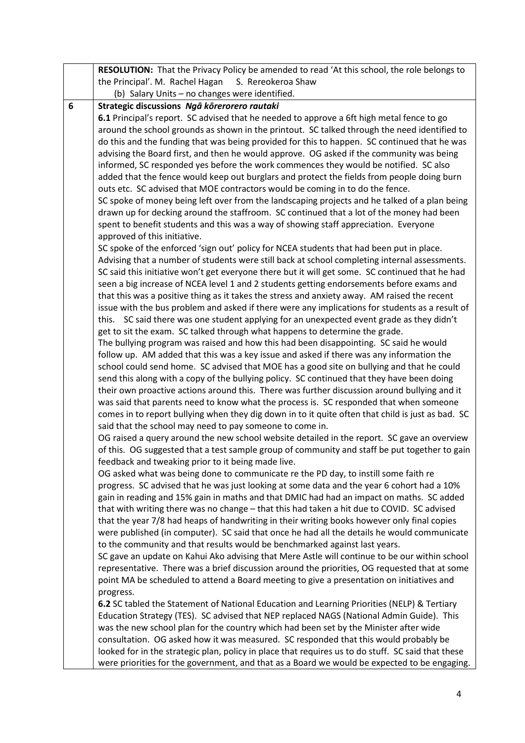| | |
|---|---|
| | **RESOLUTION:** That the Privacy Policy be amended to read 'At this school, the role belongs to the Principal'. M. Rachel Hagan S. Rereokeroa Shaw<br>(b) Salary Units – no changes were identified. |
| **6** | **Strategic discussions** ***Ngā kōrerorero rautaki***<br>**6.1** Principal's report. SC advised that he needed to approve a 6ft high metal fence to go around the school grounds as shown in the printout. SC talked through the need identified to do this and the funding that was being provided for this to happen. SC continued that he was advising the Board first, and then he would approve. OG asked if the community was being informed, SC responded yes before the work commences they would be notified. SC also added that the fence would keep out burglars and protect the fields from people doing burn outs etc. SC advised that MOE contractors would be coming in to do the fence.<br>SC spoke of money being left over from the landscaping projects and he talked of a plan being drawn up for decking around the staffroom. SC continued that a lot of the money had been spent to benefit students and this was a way of showing staff appreciation. Everyone approved of this initiative.<br>SC spoke of the enforced 'sign out' policy for NCEA students that had been put in place. Advising that a number of students were still back at school completing internal assessments. SC said this initiative won't get everyone there but it will get some. SC continued that he had seen a big increase of NCEA level 1 and 2 students getting endorsements before exams and that this was a positive thing as it takes the stress and anxiety away. AM raised the recent issue with the bus problem and asked if there were any implications for students as a result of this. SC said there was one student applying for an unexpected event grade as they didn't get to sit the exam. SC talked through what happens to determine the grade.<br>The bullying program was raised and how this had been disappointing. SC said he would follow up. AM added that this was a key issue and asked if there was any information the school could send home. SC advised that MOE has a good site on bullying and that he could send this along with a copy of the bullying policy. SC continued that they have been doing their own proactive actions around this. There was further discussion around bullying and it was said that parents need to know what the process is. SC responded that when someone comes in to report bullying when they dig down in to it quite often that child is just as bad. SC said that the school may need to pay someone to come in.<br>OG raised a query around the new school website detailed in the report. SC gave an overview of this. OG suggested that a test sample group of community and staff be put together to gain feedback and tweaking prior to it being made live.<br>OG asked what was being done to communicate re the PD day, to instill some faith re progress. SC advised that he was just looking at some data and the year 6 cohort had a 10% gain in reading and 15% gain in maths and that DMIC had had an impact on maths. SC added that with writing there was no change – that this had taken a hit due to COVID. SC advised that the year 7/8 had heaps of handwriting in their writing books however only final copies were published (in computer). SC said that once he had all the details he would communicate to the community and that results would be benchmarked against last years.<br>SC gave an update on Kahui Ako advising that Mere Astle will continue to be our within school representative. There was a brief discussion around the priorities, OG requested that at some point MA be scheduled to attend a Board meeting to give a presentation on initiatives and progress.<br>**6.2** SC tabled the Statement of National Education and Learning Priorities (NELP) & Tertiary Education Strategy (TES). SC advised that NEP replaced NAGS (National Admin Guide). This was the new school plan for the country which had been set by the Minister after wide consultation. OG asked how it was measured. SC responded that this would probably be looked for in the strategic plan, policy in place that requires us to do stuff. SC said that these were priorities for the government, and that as a Board we would be expected to be engaging. |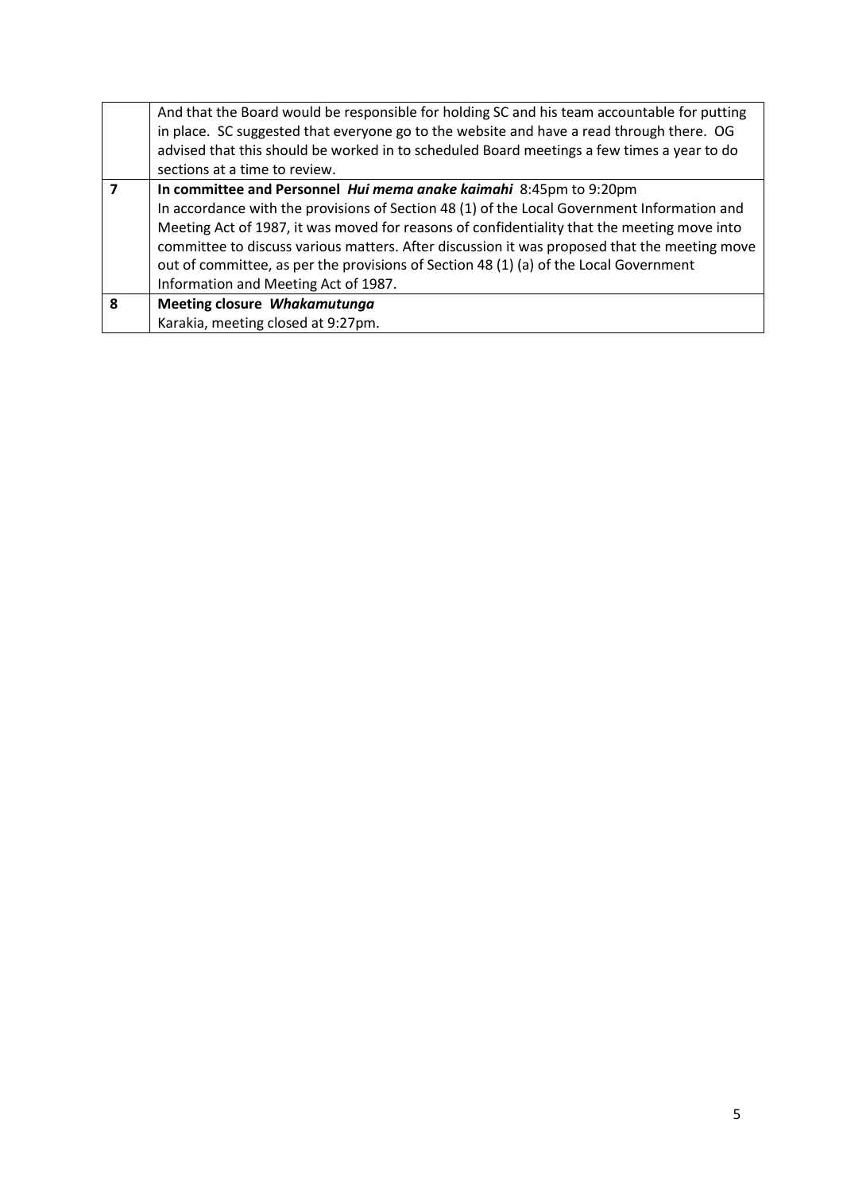| | |
|---|---|
| | And that the Board would be responsible for holding SC and his team accountable for putting in place. SC suggested that everyone go to the website and have a read through there. OG advised that this should be worked in to scheduled Board meetings a few times a year to do sections at a time to review. |
| **7** | **In committee and Personnel** ***Hui mema anake kaimahi*** 8:45pm to 9:20pm<br>In accordance with the provisions of Section 48 (1) of the Local Government Information and Meeting Act of 1987, it was moved for reasons of confidentiality that the meeting move into committee to discuss various matters. After discussion it was proposed that the meeting move out of committee, as per the provisions of Section 48 (1) (a) of the Local Government Information and Meeting Act of 1987. |
| **8** | **Meeting closure** ***Whakamutunga***<br>Karakia, meeting closed at 9:27pm. |